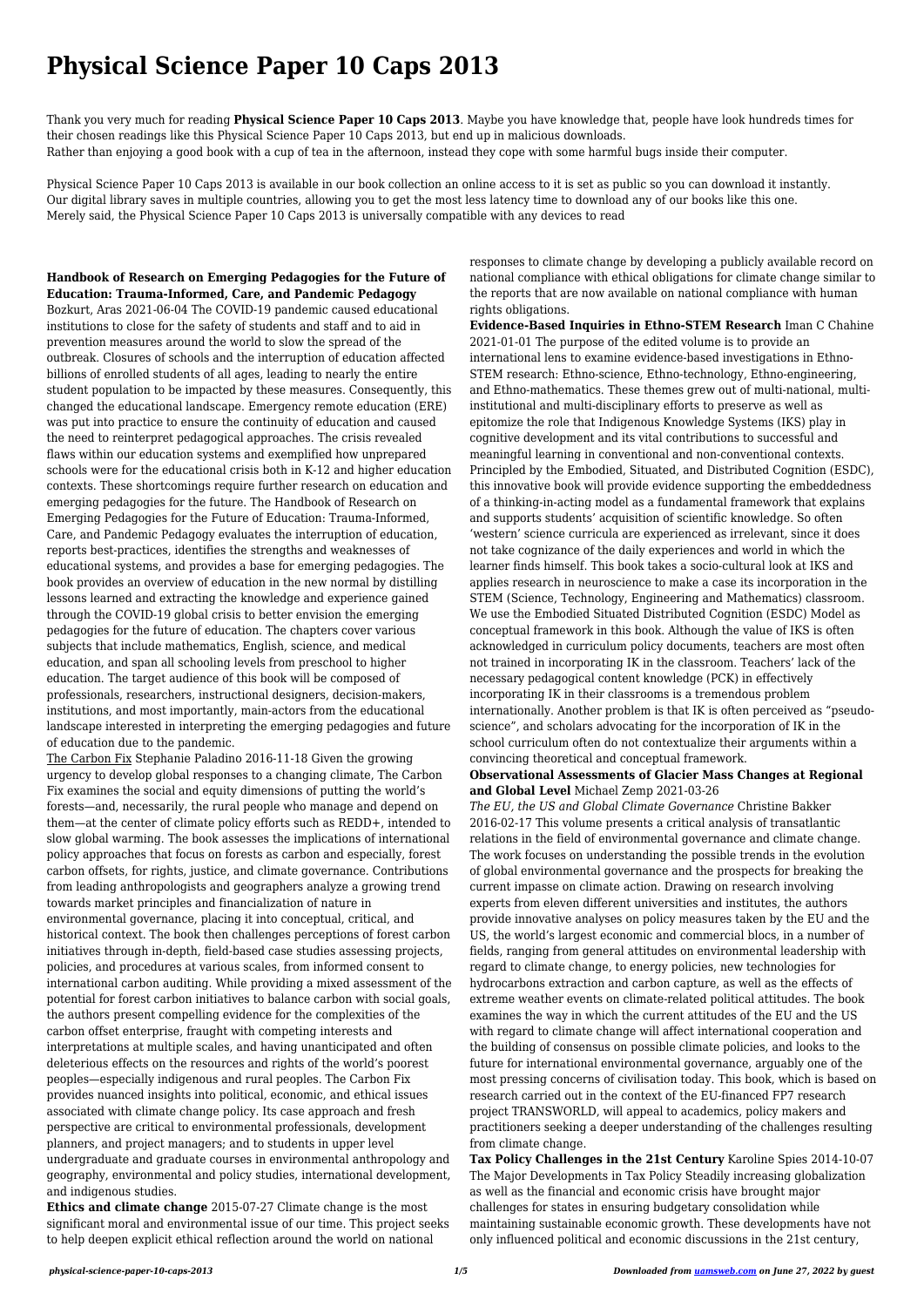# Physical Science Paper 10 Caps 2013

Thank you very much for reading **Physical Science Paper 10 Caps 2013**. Maybe you have knowledge that, people have look hundreds times for their chosen readings like this Physical Science Paper 10 Caps 2013, but end up in malicious downloads.
Rather than enjoying a good book with a cup of tea in the afternoon, instead they cope with some harmful bugs inside their computer.

Physical Science Paper 10 Caps 2013 is available in our book collection an online access to it is set as public so you can download it instantly.
Our digital library saves in multiple countries, allowing you to get the most less latency time to download any of our books like this one.
Merely said, the Physical Science Paper 10 Caps 2013 is universally compatible with any devices to read

**Handbook of Research on Emerging Pedagogies for the Future of Education: Trauma-Informed, Care, and Pandemic Pedagogy** Bozkurt, Aras 2021-06-04 The COVID-19 pandemic caused educational institutions to close for the safety of students and staff and to aid in prevention measures around the world to slow the spread of the outbreak. Closures of schools and the interruption of education affected billions of enrolled students of all ages, leading to nearly the entire student population to be impacted by these measures. Consequently, this changed the educational landscape. Emergency remote education (ERE) was put into practice to ensure the continuity of education and caused the need to reinterpret pedagogical approaches. The crisis revealed flaws within our education systems and exemplified how unprepared schools were for the educational crisis both in K-12 and higher education contexts. These shortcomings require further research on education and emerging pedagogies for the future. The Handbook of Research on Emerging Pedagogies for the Future of Education: Trauma-Informed, Care, and Pandemic Pedagogy evaluates the interruption of education, reports best-practices, identifies the strengths and weaknesses of educational systems, and provides a base for emerging pedagogies. The book provides an overview of education in the new normal by distilling lessons learned and extracting the knowledge and experience gained through the COVID-19 global crisis to better envision the emerging pedagogies for the future of education. The chapters cover various subjects that include mathematics, English, science, and medical education, and span all schooling levels from preschool to higher education. The target audience of this book will be composed of professionals, researchers, instructional designers, decision-makers, institutions, and most importantly, main-actors from the educational landscape interested in interpreting the emerging pedagogies and future of education due to the pandemic.

The Carbon Fix Stephanie Paladino 2016-11-18 Given the growing urgency to develop global responses to a changing climate, The Carbon Fix examines the social and equity dimensions of putting the world's forests—and, necessarily, the rural people who manage and depend on them—at the center of climate policy efforts such as REDD+, intended to slow global warming. The book assesses the implications of international policy approaches that focus on forests as carbon and especially, forest carbon offsets, for rights, justice, and climate governance. Contributions from leading anthropologists and geographers analyze a growing trend towards market principles and financialization of nature in environmental governance, placing it into conceptual, critical, and historical context. The book then challenges perceptions of forest carbon initiatives through in-depth, field-based case studies assessing projects, policies, and procedures at various scales, from informed consent to international carbon auditing. While providing a mixed assessment of the potential for forest carbon initiatives to balance carbon with social goals, the authors present compelling evidence for the complexities of the carbon offset enterprise, fraught with competing interests and interpretations at multiple scales, and having unanticipated and often deleterious effects on the resources and rights of the world's poorest peoples—especially indigenous and rural peoples. The Carbon Fix provides nuanced insights into political, economic, and ethical issues associated with climate change policy. Its case approach and fresh perspective are critical to environmental professionals, development planners, and project managers; and to students in upper level undergraduate and graduate courses in environmental anthropology and geography, environmental and policy studies, international development, and indigenous studies.

**Ethics and climate change** 2015-07-27 Climate change is the most significant moral and environmental issue of our time. This project seeks to help deepen explicit ethical reflection around the world on national responses to climate change by developing a publicly available record on national compliance with ethical obligations for climate change similar to the reports that are now available on national compliance with human rights obligations.

**Evidence-Based Inquiries in Ethno-STEM Research** Iman C Chahine 2021-01-01 The purpose of the edited volume is to provide an international lens to examine evidence-based investigations in Ethno-STEM research: Ethno-science, Ethno-technology, Ethno-engineering, and Ethno-mathematics. These themes grew out of multi-national, multi-institutional and multi-disciplinary efforts to preserve as well as epitomize the role that Indigenous Knowledge Systems (IKS) play in cognitive development and its vital contributions to successful and meaningful learning in conventional and non-conventional contexts. Principled by the Embodied, Situated, and Distributed Cognition (ESDC), this innovative book will provide evidence supporting the embeddedness of a thinking-in-acting model as a fundamental framework that explains and supports students' acquisition of scientific knowledge. So often 'western' science curricula are experienced as irrelevant, since it does not take cognizance of the daily experiences and world in which the learner finds himself. This book takes a socio-cultural look at IKS and applies research in neuroscience to make a case its incorporation in the STEM (Science, Technology, Engineering and Mathematics) classroom. We use the Embodied Situated Distributed Cognition (ESDC) Model as conceptual framework in this book. Although the value of IKS is often acknowledged in curriculum policy documents, teachers are most often not trained in incorporating IK in the classroom. Teachers' lack of the necessary pedagogical content knowledge (PCK) in effectively incorporating IK in their classrooms is a tremendous problem internationally. Another problem is that IK is often perceived as "pseudo-science", and scholars advocating for the incorporation of IK in the school curriculum often do not contextualize their arguments within a convincing theoretical and conceptual framework.

**Observational Assessments of Glacier Mass Changes at Regional and Global Level** Michael Zemp 2021-03-26

*The EU, the US and Global Climate Governance* Christine Bakker 2016-02-17 This volume presents a critical analysis of transatlantic relations in the field of environmental governance and climate change. The work focuses on understanding the possible trends in the evolution of global environmental governance and the prospects for breaking the current impasse on climate action. Drawing on research involving experts from eleven different universities and institutes, the authors provide innovative analyses on policy measures taken by the EU and the US, the world's largest economic and commercial blocs, in a number of fields, ranging from general attitudes on environmental leadership with regard to climate change, to energy policies, new technologies for hydrocarbons extraction and carbon capture, as well as the effects of extreme weather events on climate-related political attitudes. The book examines the way in which the current attitudes of the EU and the US with regard to climate change will affect international cooperation and the building of consensus on possible climate policies, and looks to the future for international environmental governance, arguably one of the most pressing concerns of civilisation today. This book, which is based on research carried out in the context of the EU-financed FP7 research project TRANSWORLD, will appeal to academics, policy makers and practitioners seeking a deeper understanding of the challenges resulting from climate change.

**Tax Policy Challenges in the 21st Century** Karoline Spies 2014-10-07 The Major Developments in Tax Policy Steadily increasing globalization as well as the financial and economic crisis have brought major challenges for states in ensuring budgetary consolidation while maintaining sustainable economic growth. These developments have not only influenced political and economic discussions in the 21st century,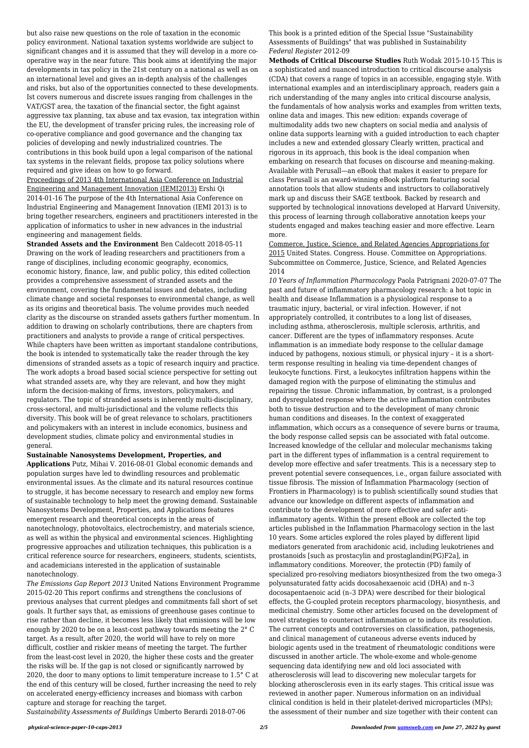but also raise new questions on the role of taxation in the economic policy environment. National taxation systems worldwide are subject to significant changes and it is assumed that they will develop in a more co-operative way in the near future. This book aims at identifying the major developments in tax policy in the 21st century on a national as well as on an international level and gives an in-depth analysis of the challenges and risks, but also of the opportunities connected to these developments. Ist covers numerous and discrete issues ranging from challenges in the VAT/GST area, the taxation of the financial sector, the fight against aggressive tax planning, tax abuse and tax evasion, tax integration within the EU, the development of transfer pricing rules, the increasing role of co-operative compliance and good governance and the changing tax policies of developing and newly industrialized countries. The contributions in this book build upon a legal comparison of the national tax systems in the relevant fields, propose tax policy solutions where required and give ideas on how to go forward.

Proceedings of 2013 4th International Asia Conference on Industrial Engineering and Management Innovation (IEMI2013) Ershi Qi 2014-01-16 The purpose of the 4th International Asia Conference on Industrial Engineering and Management Innovation (IEMI 2013) is to bring together researchers, engineers and practitioners interested in the application of informatics to usher in new advances in the industrial engineering and management fields.

**Stranded Assets and the Environment** Ben Caldecott 2018-05-11 Drawing on the work of leading researchers and practitioners from a range of disciplines, including economic geography, economics, economic history, finance, law, and public policy, this edited collection provides a comprehensive assessment of stranded assets and the environment, covering the fundamental issues and debates, including climate change and societal responses to environmental change, as well as its origins and theoretical basis. The volume provides much needed clarity as the discourse on stranded assets gathers further momentum. In addition to drawing on scholarly contributions, there are chapters from practitioners and analysts to provide a range of critical perspectives. While chapters have been written as important standalone contributions, the book is intended to systematically take the reader through the key dimensions of stranded assets as a topic of research inquiry and practice. The work adopts a broad based social science perspective for setting out what stranded assets are, why they are relevant, and how they might inform the decision-making of firms, investors, policymakers, and regulators. The topic of stranded assets is inherently multi-disciplinary, cross-sectoral, and multi-jurisdictional and the volume reflects this diversity. This book will be of great relevance to scholars, practitioners and policymakers with an interest in include economics, business and development studies, climate policy and environmental studies in general.

**Sustainable Nanosystems Development, Properties, and Applications** Putz, Mihai V. 2016-08-01 Global economic demands and population surges have led to dwindling resources and problematic environmental issues. As the climate and its natural resources continue to struggle, it has become necessary to research and employ new forms of sustainable technology to help meet the growing demand. Sustainable Nanosystems Development, Properties, and Applications features emergent research and theoretical concepts in the areas of nanotechnology, photovoltaics, electrochemistry, and materials science, as well as within the physical and environmental sciences. Highlighting progressive approaches and utilization techniques, this publication is a critical reference source for researchers, engineers, students, scientists, and academicians interested in the application of sustainable nanotechnology.

*The Emissions Gap Report 2013* United Nations Environment Programme 2015-02-20 This report confirms and strengthens the conclusions of previous analyses that current pledges and commitments fall short of set goals. It further says that, as emissions of greenhouse gases continue to rise rather than decline, it becomes less likely that emissions will be low enough by 2020 to be on a least-cost pathway towards meeting the 2° C target. As a result, after 2020, the world will have to rely on more difficult, costlier and riskier means of meeting the target. The further from the least-cost level in 2020, the higher these costs and the greater the risks will be. If the gap is not closed or significantly narrowed by 2020, the door to many options to limit temperature increase to 1.5° C at the end of this century will be closed, further increasing the need to rely on accelerated energy-efficiency increases and biomass with carbon capture and storage for reaching the target.

*Sustainability Assessments of Buildings* Umberto Berardi 2018-07-06 This book is a printed edition of the Special Issue "Sustainability Assessments of Buildings" that was published in Sustainability

*Federal Register* 2012-09

**Methods of Critical Discourse Studies** Ruth Wodak 2015-10-15 This is a sophisticated and nuanced introduction to critical discourse analysis (CDA) that covers a range of topics in an accessible, engaging style. With international examples and an interdisciplinary approach, readers gain a rich understanding of the many angles into critical discourse analysis, the fundamentals of how analysis works and examples from written texts, online data and images. This new edition: expands coverage of multimodality adds two new chapters on social media and analysis of online data supports learning with a guided introduction to each chapter includes a new and extended glossary Clearly written, practical and rigorous in its approach, this book is the ideal companion when embarking on research that focuses on discourse and meaning-making. Available with Perusall—an eBook that makes it easier to prepare for class Perusall is an award-winning eBook platform featuring social annotation tools that allow students and instructors to collaboratively mark up and discuss their SAGE textbook. Backed by research and supported by technological innovations developed at Harvard University, this process of learning through collaborative annotation keeps your students engaged and makes teaching easier and more effective. Learn more.

Commerce, Justice, Science, and Related Agencies Appropriations for 2015 United States. Congress. House. Committee on Appropriations. Subcommittee on Commerce, Justice, Science, and Related Agencies 2014

*10 Years of Inflammation Pharmacology* Paola Patrignani 2020-07-07 The past and future of inflammatory pharmacology research: a hot topic in health and disease Inflammation is a physiological response to a traumatic injury, bacterial, or viral infection. However, if not appropriately controlled, it contributes to a long list of diseases, including asthma, atherosclerosis, multiple sclerosis, arthritis, and cancer. Different are the types of inflammatory responses. Acute inflammation is an immediate body response to the cellular damage induced by pathogens, noxious stimuli, or physical injury – it is a short-term response resulting in healing via time-dependent changes of leukocyte functions. First, a leukocytes infiltration happens within the damaged region with the purpose of eliminating the stimulus and repairing the tissue. Chronic inflammation, by contrast, is a prolonged and dysregulated response where the active inflammation contributes both to tissue destruction and to the development of many chronic human conditions and diseases. In the context of exaggerated inflammation, which occurs as a consequence of severe burns or trauma, the body response called sepsis can be associated with fatal outcome. Increased knowledge of the cellular and molecular mechanisms taking part in the different types of inflammation is a central requirement to develop more effective and safer treatments. This is a necessary step to prevent potential severe consequences, i.e., organ failure associated with tissue fibrosis. The mission of Inflammation Pharmacology (section of Frontiers in Pharmacology) is to publish scientifically sound studies that advance our knowledge on different aspects of inflammation and contribute to the development of more effective and safer anti-inflammatory agents. Within the present eBook are collected the top articles published in the Inflammation Pharmacology section in the last 10 years. Some articles explored the roles played by different lipid mediators generated from arachidonic acid, including leukotrienes and prostanoids [such as prostacylin and prostaglandin(PG)F2a], in inflammatory conditions. Moreover, the protectin (PD) family of specialized pro-resolving mediators biosynthesized from the two omega-3 polyunsaturated fatty acids docosahexaenoic acid (DHA) and n–3 docosapentaenoic acid (n–3 DPA) were described for their biological effects, the G-coupled protein receptors pharmacology, biosynthesis, and medicinal chemistry. Some other articles focused on the development of novel strategies to counteract inflammation or to induce its resolution. The current concepts and controversies on classification, pathogenesis, and clinical management of cutaneous adverse events induced by biologic agents used in the treatment of rheumatologic conditions were discussed in another article. The whole-exome and whole-genome sequencing data identifying new and old loci associated with atherosclerosis will lead to discovering new molecular targets for blocking atherosclerosis even in its early stages. This critical issue was reviewed in another paper. Numerous information on an individual clinical condition is held in their platelet-derived microparticles (MPs); the assessment of their number and size together with their content can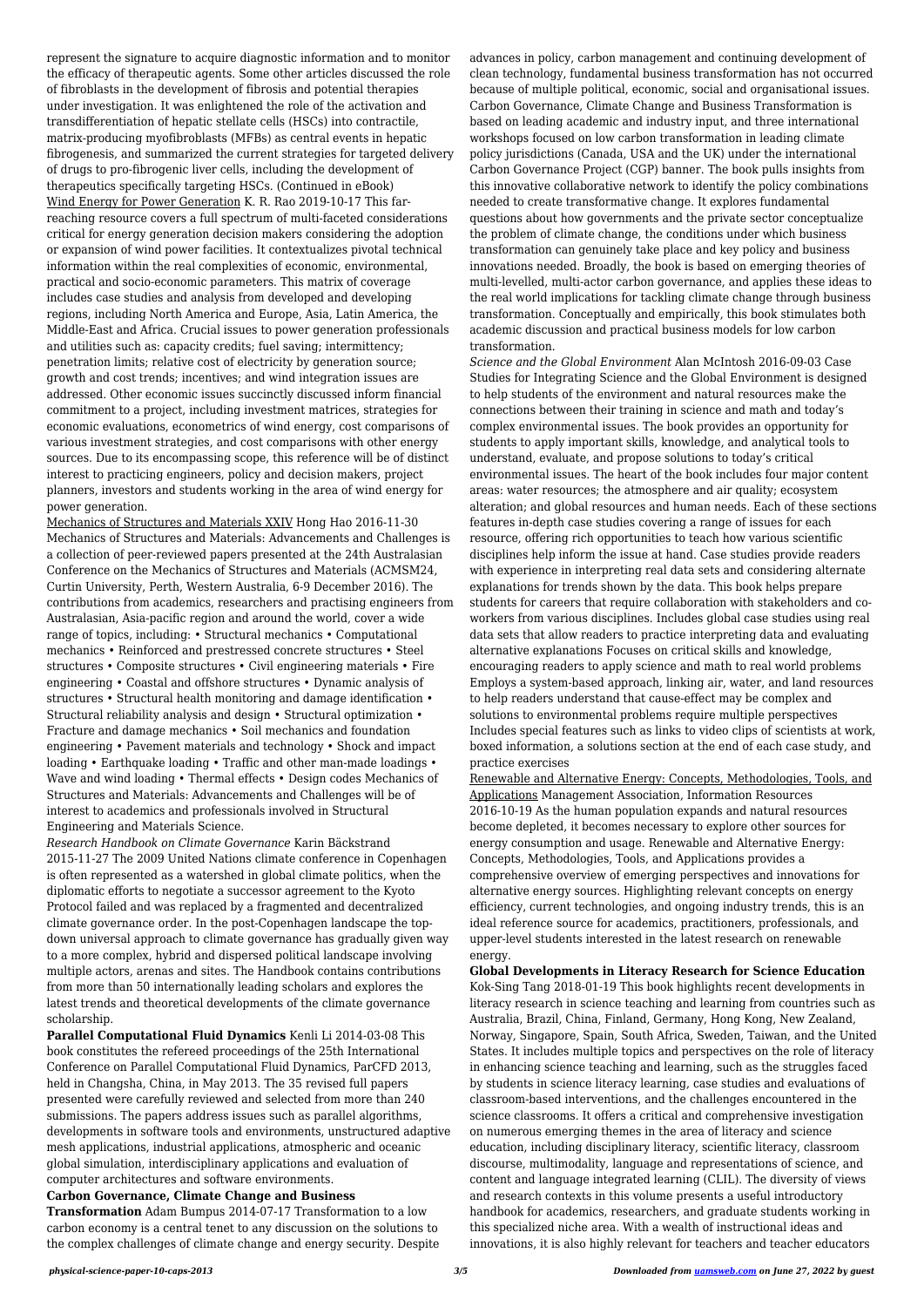represent the signature to acquire diagnostic information and to monitor the efficacy of therapeutic agents. Some other articles discussed the role of fibroblasts in the development of fibrosis and potential therapies under investigation. It was enlightened the role of the activation and transdifferentiation of hepatic stellate cells (HSCs) into contractile, matrix-producing myofibroblasts (MFBs) as central events in hepatic fibrogenesis, and summarized the current strategies for targeted delivery of drugs to pro-fibrogenic liver cells, including the development of therapeutics specifically targeting HSCs. (Continued in eBook)

Wind Energy for Power Generation K. R. Rao 2019-10-17 This far-reaching resource covers a full spectrum of multi-faceted considerations critical for energy generation decision makers considering the adoption or expansion of wind power facilities. It contextualizes pivotal technical information within the real complexities of economic, environmental, practical and socio-economic parameters. This matrix of coverage includes case studies and analysis from developed and developing regions, including North America and Europe, Asia, Latin America, the Middle-East and Africa. Crucial issues to power generation professionals and utilities such as: capacity credits; fuel saving; intermittency; penetration limits; relative cost of electricity by generation source; growth and cost trends; incentives; and wind integration issues are addressed. Other economic issues succinctly discussed inform financial commitment to a project, including investment matrices, strategies for economic evaluations, econometrics of wind energy, cost comparisons of various investment strategies, and cost comparisons with other energy sources. Due to its encompassing scope, this reference will be of distinct interest to practicing engineers, policy and decision makers, project planners, investors and students working in the area of wind energy for power generation.

Mechanics of Structures and Materials XXIV Hong Hao 2016-11-30 Mechanics of Structures and Materials: Advancements and Challenges is a collection of peer-reviewed papers presented at the 24th Australasian Conference on the Mechanics of Structures and Materials (ACMSM24, Curtin University, Perth, Western Australia, 6-9 December 2016). The contributions from academics, researchers and practising engineers from Australasian, Asia-pacific region and around the world, cover a wide range of topics, including: • Structural mechanics • Computational mechanics • Reinforced and prestressed concrete structures • Steel structures • Composite structures • Civil engineering materials • Fire engineering • Coastal and offshore structures • Dynamic analysis of structures • Structural health monitoring and damage identification • Structural reliability analysis and design • Structural optimization • Fracture and damage mechanics • Soil mechanics and foundation engineering • Pavement materials and technology • Shock and impact loading • Earthquake loading • Traffic and other man-made loadings • Wave and wind loading • Thermal effects • Design codes Mechanics of Structures and Materials: Advancements and Challenges will be of interest to academics and professionals involved in Structural Engineering and Materials Science.

*Research Handbook on Climate Governance* Karin Bäckstrand 2015-11-27 The 2009 United Nations climate conference in Copenhagen is often represented as a watershed in global climate politics, when the diplomatic efforts to negotiate a successor agreement to the Kyoto Protocol failed and was replaced by a fragmented and decentralized climate governance order. In the post-Copenhagen landscape the top-down universal approach to climate governance has gradually given way to a more complex, hybrid and dispersed political landscape involving multiple actors, arenas and sites. The Handbook contains contributions from more than 50 internationally leading scholars and explores the latest trends and theoretical developments of the climate governance scholarship.

**Parallel Computational Fluid Dynamics** Kenli Li 2014-03-08 This book constitutes the refereed proceedings of the 25th International Conference on Parallel Computational Fluid Dynamics, ParCFD 2013, held in Changsha, China, in May 2013. The 35 revised full papers presented were carefully reviewed and selected from more than 240 submissions. The papers address issues such as parallel algorithms, developments in software tools and environments, unstructured adaptive mesh applications, industrial applications, atmospheric and oceanic global simulation, interdisciplinary applications and evaluation of computer architectures and software environments.

**Carbon Governance, Climate Change and Business Transformation** Adam Bumpus 2014-07-17 Transformation to a low carbon economy is a central tenet to any discussion on the solutions to the complex challenges of climate change and energy security. Despite advances in policy, carbon management and continuing development of clean technology, fundamental business transformation has not occurred because of multiple political, economic, social and organisational issues. Carbon Governance, Climate Change and Business Transformation is based on leading academic and industry input, and three international workshops focused on low carbon transformation in leading climate policy jurisdictions (Canada, USA and the UK) under the international Carbon Governance Project (CGP) banner. The book pulls insights from this innovative collaborative network to identify the policy combinations needed to create transformative change. It explores fundamental questions about how governments and the private sector conceptualize the problem of climate change, the conditions under which business transformation can genuinely take place and key policy and business innovations needed. Broadly, the book is based on emerging theories of multi-levelled, multi-actor carbon governance, and applies these ideas to the real world implications for tackling climate change through business transformation. Conceptually and empirically, this book stimulates both academic discussion and practical business models for low carbon transformation.

*Science and the Global Environment* Alan McIntosh 2016-09-03 Case Studies for Integrating Science and the Global Environment is designed to help students of the environment and natural resources make the connections between their training in science and math and today's complex environmental issues. The book provides an opportunity for students to apply important skills, knowledge, and analytical tools to understand, evaluate, and propose solutions to today's critical environmental issues. The heart of the book includes four major content areas: water resources; the atmosphere and air quality; ecosystem alteration; and global resources and human needs. Each of these sections features in-depth case studies covering a range of issues for each resource, offering rich opportunities to teach how various scientific disciplines help inform the issue at hand. Case studies provide readers with experience in interpreting real data sets and considering alternate explanations for trends shown by the data. This book helps prepare students for careers that require collaboration with stakeholders and co-workers from various disciplines. Includes global case studies using real data sets that allow readers to practice interpreting data and evaluating alternative explanations Focuses on critical skills and knowledge, encouraging readers to apply science and math to real world problems Employs a system-based approach, linking air, water, and land resources to help readers understand that cause-effect may be complex and solutions to environmental problems require multiple perspectives Includes special features such as links to video clips of scientists at work, boxed information, a solutions section at the end of each case study, and practice exercises

Renewable and Alternative Energy: Concepts, Methodologies, Tools, and Applications Management Association, Information Resources 2016-10-19 As the human population expands and natural resources become depleted, it becomes necessary to explore other sources for energy consumption and usage. Renewable and Alternative Energy: Concepts, Methodologies, Tools, and Applications provides a comprehensive overview of emerging perspectives and innovations for alternative energy sources. Highlighting relevant concepts on energy efficiency, current technologies, and ongoing industry trends, this is an ideal reference source for academics, practitioners, professionals, and upper-level students interested in the latest research on renewable energy.

**Global Developments in Literacy Research for Science Education** Kok-Sing Tang 2018-01-19 This book highlights recent developments in literacy research in science teaching and learning from countries such as Australia, Brazil, China, Finland, Germany, Hong Kong, New Zealand, Norway, Singapore, Spain, South Africa, Sweden, Taiwan, and the United States. It includes multiple topics and perspectives on the role of literacy in enhancing science teaching and learning, such as the struggles faced by students in science literacy learning, case studies and evaluations of classroom-based interventions, and the challenges encountered in the science classrooms. It offers a critical and comprehensive investigation on numerous emerging themes in the area of literacy and science education, including disciplinary literacy, scientific literacy, classroom discourse, multimodality, language and representations of science, and content and language integrated learning (CLIL). The diversity of views and research contexts in this volume presents a useful introductory handbook for academics, researchers, and graduate students working in this specialized niche area. With a wealth of instructional ideas and innovations, it is also highly relevant for teachers and teacher educators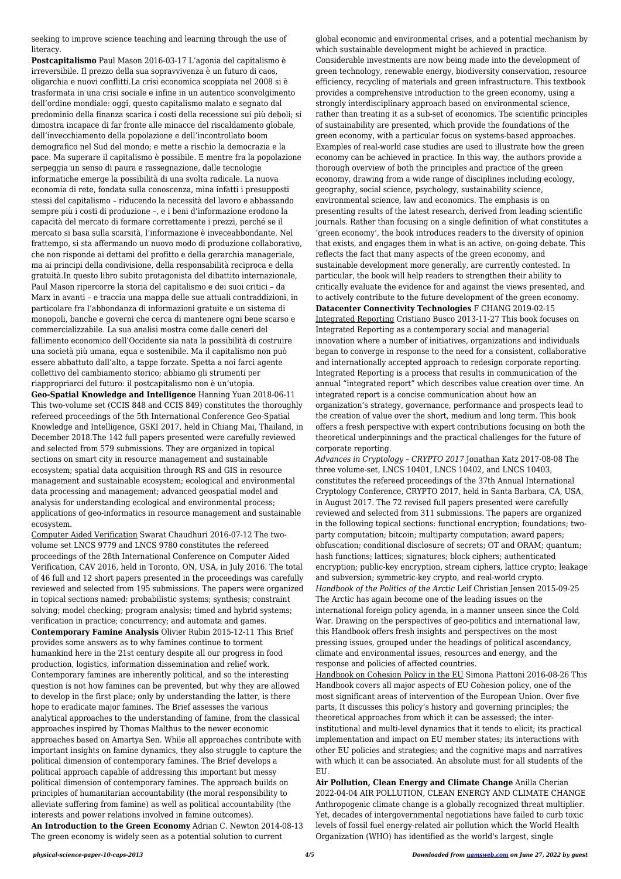seeking to improve science teaching and learning through the use of literacy.

**Postcapitalismo** Paul Mason 2016-03-17 L'agonia del capitalismo è irreversibile. Il prezzo della sua sopravvivenza è un futuro di caos, oligarchia e nuovi conflitti.La crisi economica scoppiata nel 2008 si è trasformata in una crisi sociale e infine in un autentico sconvolgimento dell'ordine mondiale: oggi, questo capitalismo malato e segnato dal predominio della finanza scarica i costi della recessione sui più deboli; si dimostra incapace di far fronte alle minacce del riscaldamento globale, dell'invecchiamento della popolazione e dell'incontrollato boom demografico nel Sud del mondo; e mette a rischio la democrazia e la pace. Ma superare il capitalismo è possibile. E mentre fra la popolazione serpeggia un senso di paura e rassegnazione, dalle tecnologie informatiche emerge la possibilità di una svolta radicale. La nuova economia di rete, fondata sulla conoscenza, mina infatti i presupposti stessi del capitalismo – riducendo la necessità del lavoro e abbassando sempre più i costi di produzione –, e i beni d'informazione erodono la capacità del mercato di formare correttamente i prezzi, perché se il mercato si basa sulla scarsità, l'informazione è inveceabbondante. Nel frattempo, si sta affermando un nuovo modo di produzione collaborativo, che non risponde ai dettami del profitto e della gerarchia manageriale, ma ai principi della condivisione, della responsabilità reciproca e della gratuità.In questo libro subito protagonista del dibattito internazionale, Paul Mason ripercorre la storia del capitalismo e dei suoi critici – da Marx in avanti – e traccia una mappa delle sue attuali contraddizioni, in particolare fra l'abbondanza di informazioni gratuite e un sistema di monopoli, banche e governi che cerca di mantenere ogni bene scarso e commercializzabile. La sua analisi mostra come dalle ceneri del fallimento economico dell'Occidente sia nata la possibilità di costruire una società più umana, equa e sostenibile. Ma il capitalismo non può essere abbattuto dall'alto, a tappe forzate. Spetta a noi farci agente collettivo del cambiamento storico; abbiamo gli strumenti per riappropriarci del futuro: il postcapitalismo non è un'utopia.

**Geo-Spatial Knowledge and Intelligence** Hanning Yuan 2018-06-11 This two-volume set (CCIS 848 and CCIS 849) constitutes the thoroughly refereed proceedings of the 5th International Conference Geo-Spatial Knowledge and Intelligence, GSKI 2017, held in Chiang Mai, Thailand, in December 2018.The 142 full papers presented were carefully reviewed and selected from 579 submissions. They are organized in topical sections on smart city in resource management and sustainable ecosystem; spatial data acquisition through RS and GIS in resource management and sustainable ecosystem; ecological and environmental data processing and management; advanced geospatial model and analysis for understanding ecological and environmental process; applications of geo-informatics in resource management and sustainable ecosystem.

Computer Aided Verification Swarat Chaudhuri 2016-07-12 The two-volume set LNCS 9779 and LNCS 9780 constitutes the refereed proceedings of the 28th International Conference on Computer Aided Verification, CAV 2016, held in Toronto, ON, USA, in July 2016. The total of 46 full and 12 short papers presented in the proceedings was carefully reviewed and selected from 195 submissions. The papers were organized in topical sections named: probabilistic systems; synthesis; constraint solving; model checking; program analysis; timed and hybrid systems; verification in practice; concurrency; and automata and games.

**Contemporary Famine Analysis** Olivier Rubin 2015-12-11 This Brief provides some answers as to why famines continue to torment humankind here in the 21st century despite all our progress in food production, logistics, information dissemination and relief work. Contemporary famines are inherently political, and so the interesting question is not how famines can be prevented, but why they are allowed to develop in the first place; only by understanding the latter, is there hope to eradicate major famines. The Brief assesses the various analytical approaches to the understanding of famine, from the classical approaches inspired by Thomas Malthus to the newer economic approaches based on Amartya Sen. While all approaches contribute with important insights on famine dynamics, they also struggle to capture the political dimension of contemporary famines. The Brief develops a political approach capable of addressing this important but messy political dimension of contemporary famines. The approach builds on principles of humanitarian accountability (the moral responsibility to alleviate suffering from famine) as well as political accountability (the interests and power relations involved in famine outcomes).

**An Introduction to the Green Economy** Adrian C. Newton 2014-08-13 The green economy is widely seen as a potential solution to current global economic and environmental crises, and a potential mechanism by which sustainable development might be achieved in practice. Considerable investments are now being made into the development of green technology, renewable energy, biodiversity conservation, resource efficiency, recycling of materials and green infrastructure. This textbook provides a comprehensive introduction to the green economy, using a strongly interdisciplinary approach based on environmental science, rather than treating it as a sub-set of economics. The scientific principles of sustainability are presented, which provide the foundations of the green economy, with a particular focus on systems-based approaches. Examples of real-world case studies are used to illustrate how the green economy can be achieved in practice. In this way, the authors provide a thorough overview of both the principles and practice of the green economy, drawing from a wide range of disciplines including ecology, geography, social science, psychology, sustainability science, environmental science, law and economics. The emphasis is on presenting results of the latest research, derived from leading scientific journals. Rather than focusing on a single definition of what constitutes a 'green economy', the book introduces readers to the diversity of opinion that exists, and engages them in what is an active, on-going debate. This reflects the fact that many aspects of the green economy, and sustainable development more generally, are currently contested. In particular, the book will help readers to strengthen their ability to critically evaluate the evidence for and against the views presented, and to actively contribute to the future development of the green economy.

**Datacenter Connectivity Technologies** F CHANG 2019-02-15

Integrated Reporting Cristiano Busco 2013-11-27 This book focuses on Integrated Reporting as a contemporary social and managerial innovation where a number of initiatives, organizations and individuals began to converge in response to the need for a consistent, collaborative and internationally accepted approach to redesign corporate reporting. Integrated Reporting is a process that results in communication of the annual "integrated report" which describes value creation over time. An integrated report is a concise communication about how an organization's strategy, governance, performance and prospects lead to the creation of value over the short, medium and long term. This book offers a fresh perspective with expert contributions focusing on both the theoretical underpinnings and the practical challenges for the future of corporate reporting.

*Advances in Cryptology – CRYPTO 2017* Jonathan Katz 2017-08-08 The three volume-set, LNCS 10401, LNCS 10402, and LNCS 10403, constitutes the refereed proceedings of the 37th Annual International Cryptology Conference, CRYPTO 2017, held in Santa Barbara, CA, USA, in August 2017. The 72 revised full papers presented were carefully reviewed and selected from 311 submissions. The papers are organized in the following topical sections: functional encryption; foundations; two-party computation; bitcoin; multiparty computation; award papers; obfuscation; conditional disclosure of secrets; OT and ORAM; quantum; hash functions; lattices; signatures; block ciphers; authenticated encryption; public-key encryption, stream ciphers, lattice crypto; leakage and subversion; symmetric-key crypto, and real-world crypto.

*Handbook of the Politics of the Arctic* Leif Christian Jensen 2015-09-25 The Arctic has again become one of the leading issues on the international foreign policy agenda, in a manner unseen since the Cold War. Drawing on the perspectives of geo-politics and international law, this Handbook offers fresh insights and perspectives on the most pressing issues, grouped under the headings of political ascendancy, climate and environmental issues, resources and energy, and the response and policies of affected countries.

Handbook on Cohesion Policy in the EU Simona Piattoni 2016-08-26 This Handbook covers all major aspects of EU Cohesion policy, one of the most significant areas of intervention of the European Union. Over five parts, It discusses this policy's history and governing principles; the theoretical approaches from which it can be assessed; the inter-institutional and multi-level dynamics that it tends to elicit; its practical implementation and impact on EU member states; its interactions with other EU policies and strategies; and the cognitive maps and narratives with which it can be associated. An absolute must for all students of the EU.

**Air Pollution, Clean Energy and Climate Change** Anilla Cherian 2022-04-04 AIR POLLUTION, CLEAN ENERGY AND CLIMATE CHANGE Anthropogenic climate change is a globally recognized threat multiplier. Yet, decades of intergovernmental negotiations have failed to curb toxic levels of fossil fuel energy-related air pollution which the World Health Organization (WHO) has identified as the world's largest, single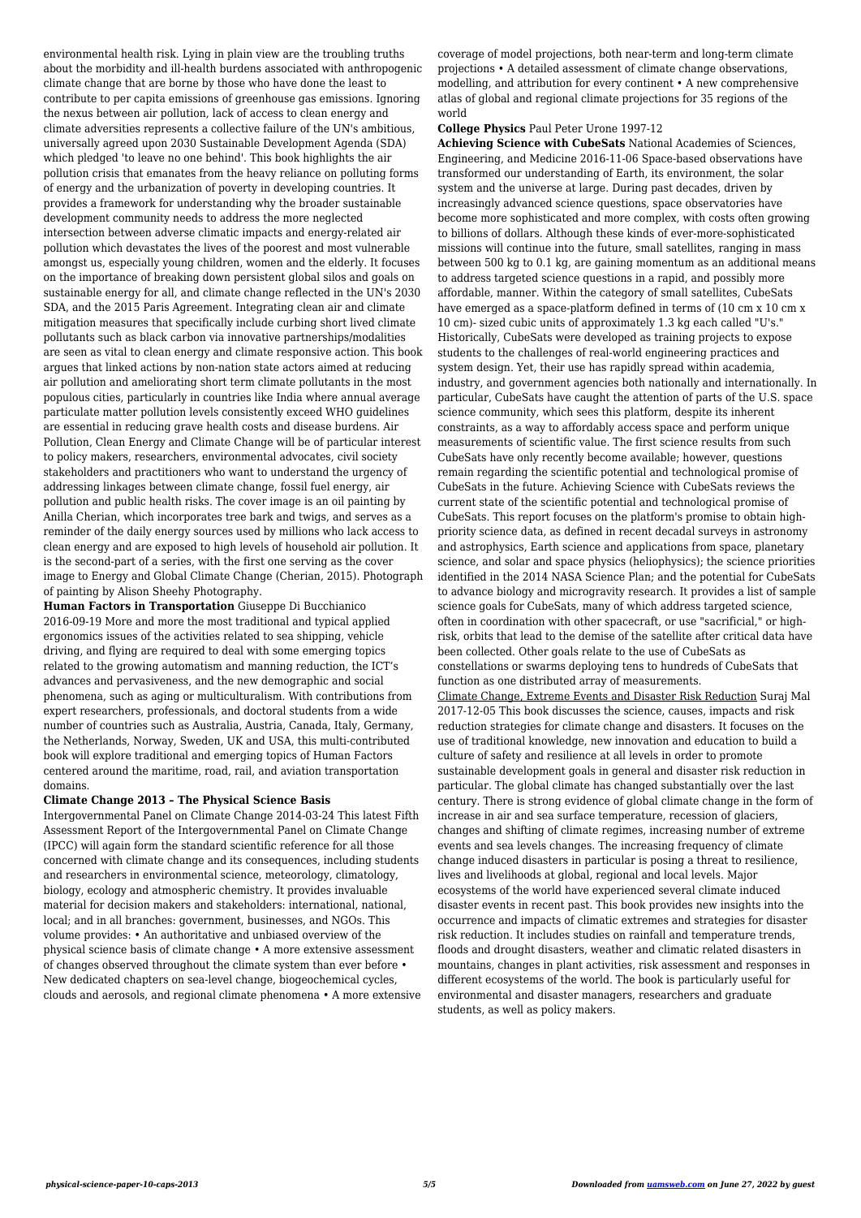environmental health risk. Lying in plain view are the troubling truths about the morbidity and ill-health burdens associated with anthropogenic climate change that are borne by those who have done the least to contribute to per capita emissions of greenhouse gas emissions. Ignoring the nexus between air pollution, lack of access to clean energy and climate adversities represents a collective failure of the UN's ambitious, universally agreed upon 2030 Sustainable Development Agenda (SDA) which pledged 'to leave no one behind'. This book highlights the air pollution crisis that emanates from the heavy reliance on polluting forms of energy and the urbanization of poverty in developing countries. It provides a framework for understanding why the broader sustainable development community needs to address the more neglected intersection between adverse climatic impacts and energy-related air pollution which devastates the lives of the poorest and most vulnerable amongst us, especially young children, women and the elderly. It focuses on the importance of breaking down persistent global silos and goals on sustainable energy for all, and climate change reflected in the UN's 2030 SDA, and the 2015 Paris Agreement. Integrating clean air and climate mitigation measures that specifically include curbing short lived climate pollutants such as black carbon via innovative partnerships/modalities are seen as vital to clean energy and climate responsive action. This book argues that linked actions by non-nation state actors aimed at reducing air pollution and ameliorating short term climate pollutants in the most populous cities, particularly in countries like India where annual average particulate matter pollution levels consistently exceed WHO guidelines are essential in reducing grave health costs and disease burdens. Air Pollution, Clean Energy and Climate Change will be of particular interest to policy makers, researchers, environmental advocates, civil society stakeholders and practitioners who want to understand the urgency of addressing linkages between climate change, fossil fuel energy, air pollution and public health risks. The cover image is an oil painting by Anilla Cherian, which incorporates tree bark and twigs, and serves as a reminder of the daily energy sources used by millions who lack access to clean energy and are exposed to high levels of household air pollution. It is the second-part of a series, with the first one serving as the cover image to Energy and Global Climate Change (Cherian, 2015). Photograph of painting by Alison Sheehy Photography.

**Human Factors in Transportation** Giuseppe Di Bucchianico 2016-09-19 More and more the most traditional and typical applied ergonomics issues of the activities related to sea shipping, vehicle driving, and flying are required to deal with some emerging topics related to the growing automatism and manning reduction, the ICT's advances and pervasiveness, and the new demographic and social phenomena, such as aging or multiculturalism. With contributions from expert researchers, professionals, and doctoral students from a wide number of countries such as Australia, Austria, Canada, Italy, Germany, the Netherlands, Norway, Sweden, UK and USA, this multi-contributed book will explore traditional and emerging topics of Human Factors centered around the maritime, road, rail, and aviation transportation domains.

**Climate Change 2013 – The Physical Science Basis**
Intergovernmental Panel on Climate Change 2014-03-24 This latest Fifth Assessment Report of the Intergovernmental Panel on Climate Change (IPCC) will again form the standard scientific reference for all those concerned with climate change and its consequences, including students and researchers in environmental science, meteorology, climatology, biology, ecology and atmospheric chemistry. It provides invaluable material for decision makers and stakeholders: international, national, local; and in all branches: government, businesses, and NGOs. This volume provides: • An authoritative and unbiased overview of the physical science basis of climate change • A more extensive assessment of changes observed throughout the climate system than ever before • New dedicated chapters on sea-level change, biogeochemical cycles, clouds and aerosols, and regional climate phenomena • A more extensive coverage of model projections, both near-term and long-term climate projections • A detailed assessment of climate change observations, modelling, and attribution for every continent • A new comprehensive atlas of global and regional climate projections for 35 regions of the world

**College Physics** Paul Peter Urone 1997-12

**Achieving Science with CubeSats** National Academies of Sciences, Engineering, and Medicine 2016-11-06 Space-based observations have transformed our understanding of Earth, its environment, the solar system and the universe at large. During past decades, driven by increasingly advanced science questions, space observatories have become more sophisticated and more complex, with costs often growing to billions of dollars. Although these kinds of ever-more-sophisticated missions will continue into the future, small satellites, ranging in mass between 500 kg to 0.1 kg, are gaining momentum as an additional means to address targeted science questions in a rapid, and possibly more affordable, manner. Within the category of small satellites, CubeSats have emerged as a space-platform defined in terms of (10 cm x 10 cm x 10 cm)- sized cubic units of approximately 1.3 kg each called "U's." Historically, CubeSats were developed as training projects to expose students to the challenges of real-world engineering practices and system design. Yet, their use has rapidly spread within academia, industry, and government agencies both nationally and internationally. In particular, CubeSats have caught the attention of parts of the U.S. space science community, which sees this platform, despite its inherent constraints, as a way to affordably access space and perform unique measurements of scientific value. The first science results from such CubeSats have only recently become available; however, questions remain regarding the scientific potential and technological promise of CubeSats in the future. Achieving Science with CubeSats reviews the current state of the scientific potential and technological promise of CubeSats. This report focuses on the platform's promise to obtain high-priority science data, as defined in recent decadal surveys in astronomy and astrophysics, Earth science and applications from space, planetary science, and solar and space physics (heliophysics); the science priorities identified in the 2014 NASA Science Plan; and the potential for CubeSats to advance biology and microgravity research. It provides a list of sample science goals for CubeSats, many of which address targeted science, often in coordination with other spacecraft, or use "sacrificial," or high-risk, orbits that lead to the demise of the satellite after critical data have been collected. Other goals relate to the use of CubeSats as constellations or swarms deploying tens to hundreds of CubeSats that function as one distributed array of measurements.

Climate Change, Extreme Events and Disaster Risk Reduction Suraj Mal 2017-12-05 This book discusses the science, causes, impacts and risk reduction strategies for climate change and disasters. It focuses on the use of traditional knowledge, new innovation and education to build a culture of safety and resilience at all levels in order to promote sustainable development goals in general and disaster risk reduction in particular. The global climate has changed substantially over the last century. There is strong evidence of global climate change in the form of increase in air and sea surface temperature, recession of glaciers, changes and shifting of climate regimes, increasing number of extreme events and sea levels changes. The increasing frequency of climate change induced disasters in particular is posing a threat to resilience, lives and livelihoods at global, regional and local levels. Major ecosystems of the world have experienced several climate induced disaster events in recent past. This book provides new insights into the occurrence and impacts of climatic extremes and strategies for disaster risk reduction. It includes studies on rainfall and temperature trends, floods and drought disasters, weather and climatic related disasters in mountains, changes in plant activities, risk assessment and responses in different ecosystems of the world. The book is particularly useful for environmental and disaster managers, researchers and graduate students, as well as policy makers.